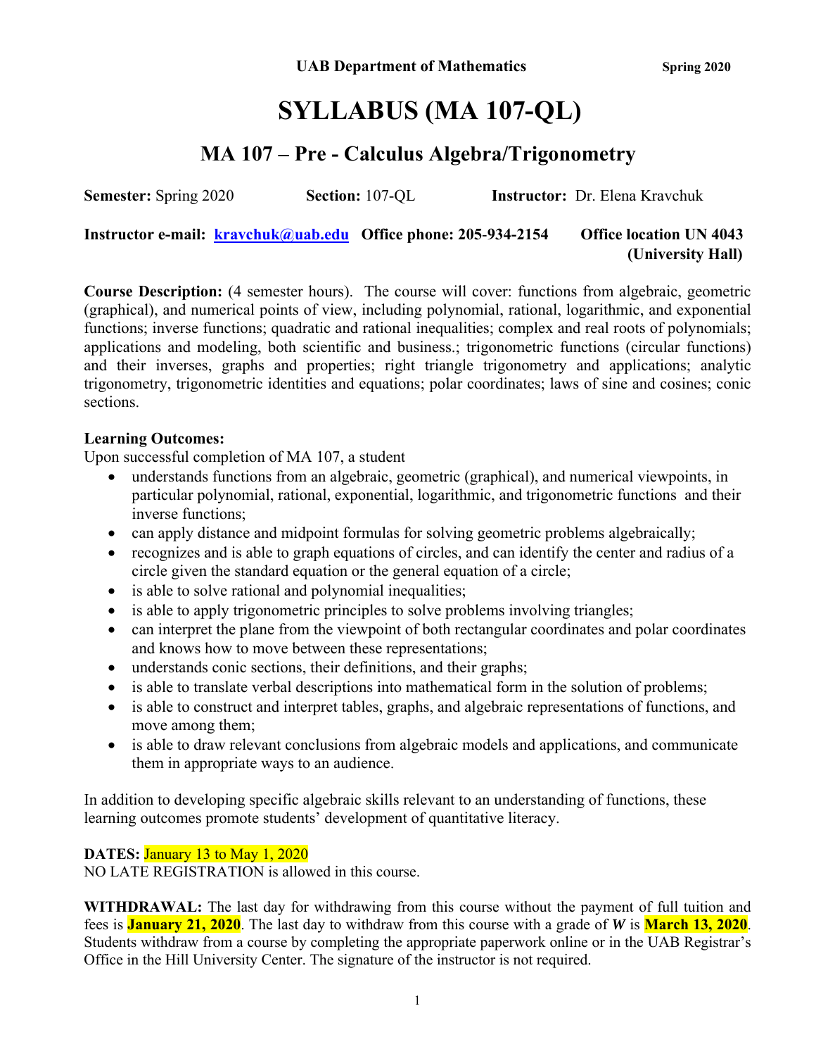**UAB Department of Mathematics** **Spring 2020**

# SYLLABUS (MA 107-QL)

## MA 107 – Pre - Calculus Algebra/Trigonometry

**Semester:** Spring 2020 **Section:** 107-QL **Instructor:** Dr. Elena Kravchuk

**Instructor e-mail:** kravchuk@uab.edu **Office phone: 205-934-2154** **Office location UN 4043 (University Hall)**

**Course Description:** (4 semester hours). The course will cover: functions from algebraic, geometric (graphical), and numerical points of view, including polynomial, rational, logarithmic, and exponential functions; inverse functions; quadratic and rational inequalities; complex and real roots of polynomials; applications and modeling, both scientific and business.; trigonometric functions (circular functions) and their inverses, graphs and properties; right triangle trigonometry and applications; analytic trigonometry, trigonometric identities and equations; polar coordinates; laws of sine and cosines; conic sections.

**Learning Outcomes:**

Upon successful completion of MA 107, a student

- understands functions from an algebraic, geometric (graphical), and numerical viewpoints, in particular polynomial, rational, exponential, logarithmic, and trigonometric functions and their inverse functions;
- can apply distance and midpoint formulas for solving geometric problems algebraically;
- recognizes and is able to graph equations of circles, and can identify the center and radius of a circle given the standard equation or the general equation of a circle;
- is able to solve rational and polynomial inequalities;
- is able to apply trigonometric principles to solve problems involving triangles;
- can interpret the plane from the viewpoint of both rectangular coordinates and polar coordinates and knows how to move between these representations;
- understands conic sections, their definitions, and their graphs;
- is able to translate verbal descriptions into mathematical form in the solution of problems;
- is able to construct and interpret tables, graphs, and algebraic representations of functions, and move among them;
- is able to draw relevant conclusions from algebraic models and applications, and communicate them in appropriate ways to an audience.

In addition to developing specific algebraic skills relevant to an understanding of functions, these learning outcomes promote students' development of quantitative literacy.

**DATES:** January 13 to May 1, 2020

NO LATE REGISTRATION is allowed in this course.

**WITHDRAWAL:** The last day for withdrawing from this course without the payment of full tuition and fees is **January 21, 2020**. The last day to withdraw from this course with a grade of ***W*** is **March 13, 2020**. Students withdraw from a course by completing the appropriate paperwork online or in the UAB Registrar's Office in the Hill University Center. The signature of the instructor is not required.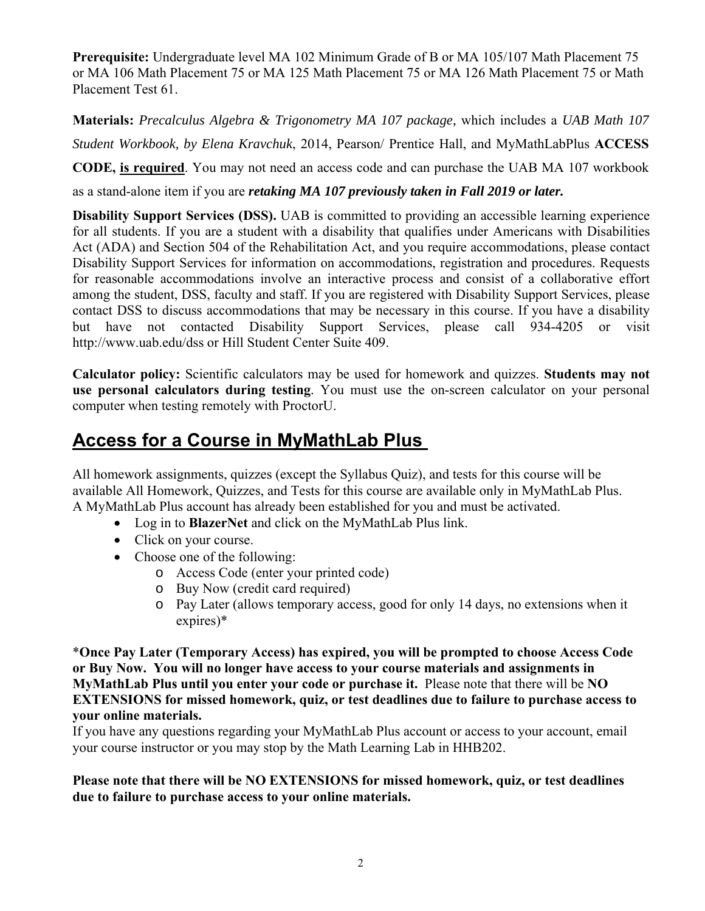**Prerequisite:** Undergraduate level MA 102 Minimum Grade of B or MA 105/107 Math Placement 75 or MA 106 Math Placement 75 or MA 125 Math Placement 75 or MA 126 Math Placement 75 or Math Placement Test 61.

**Materials:** *Precalculus Algebra & Trigonometry MA 107 package,* which includes a *UAB Math 107 Student Workbook, by Elena Kravchuk*, 2014, Pearson/ Prentice Hall, and MyMathLabPlus **ACCESS CODE, <u>is required</u>**. You may not need an access code and can purchase the UAB MA 107 workbook as a stand-alone item if you are ***retaking MA 107 previously taken in Fall 2019 or later.***

**Disability Support Services (DSS).** UAB is committed to providing an accessible learning experience for all students. If you are a student with a disability that qualifies under Americans with Disabilities Act (ADA) and Section 504 of the Rehabilitation Act, and you require accommodations, please contact Disability Support Services for information on accommodations, registration and procedures. Requests for reasonable accommodations involve an interactive process and consist of a collaborative effort among the student, DSS, faculty and staff. If you are registered with Disability Support Services, please contact DSS to discuss accommodations that may be necessary in this course. If you have a disability but have not contacted Disability Support Services, please call 934-4205 or visit http://www.uab.edu/dss or Hill Student Center Suite 409.

**Calculator policy:** Scientific calculators may be used for homework and quizzes. **Students may not use personal calculators during testing**. You must use the on-screen calculator on your personal computer when testing remotely with ProctorU.

## Access for a Course in MyMathLab Plus

All homework assignments, quizzes (except the Syllabus Quiz), and tests for this course will be available All Homework, Quizzes, and Tests for this course are available only in MyMathLab Plus. A MyMathLab Plus account has already been established for you and must be activated.

- Log in to **BlazerNet** and click on the MyMathLab Plus link.
- Click on your course.
- Choose one of the following:
  - Access Code (enter your printed code)
  - Buy Now (credit card required)
  - Pay Later (allows temporary access, good for only 14 days, no extensions when it expires)*

*__Once Pay Later (Temporary Access) has expired, you will be prompted to choose Access Code or Buy Now. You will no longer have access to your course materials and assignments in MyMathLab Plus until you enter your code or purchase it.__ Please note that there will be **NO EXTENSIONS for missed homework, quiz, or test deadlines due to failure to purchase access to your online materials.**

If you have any questions regarding your MyMathLab Plus account or access to your account, email your course instructor or you may stop by the Math Learning Lab in HHB202.

**Please note that there will be NO EXTENSIONS for missed homework, quiz, or test deadlines due to failure to purchase access to your online materials.**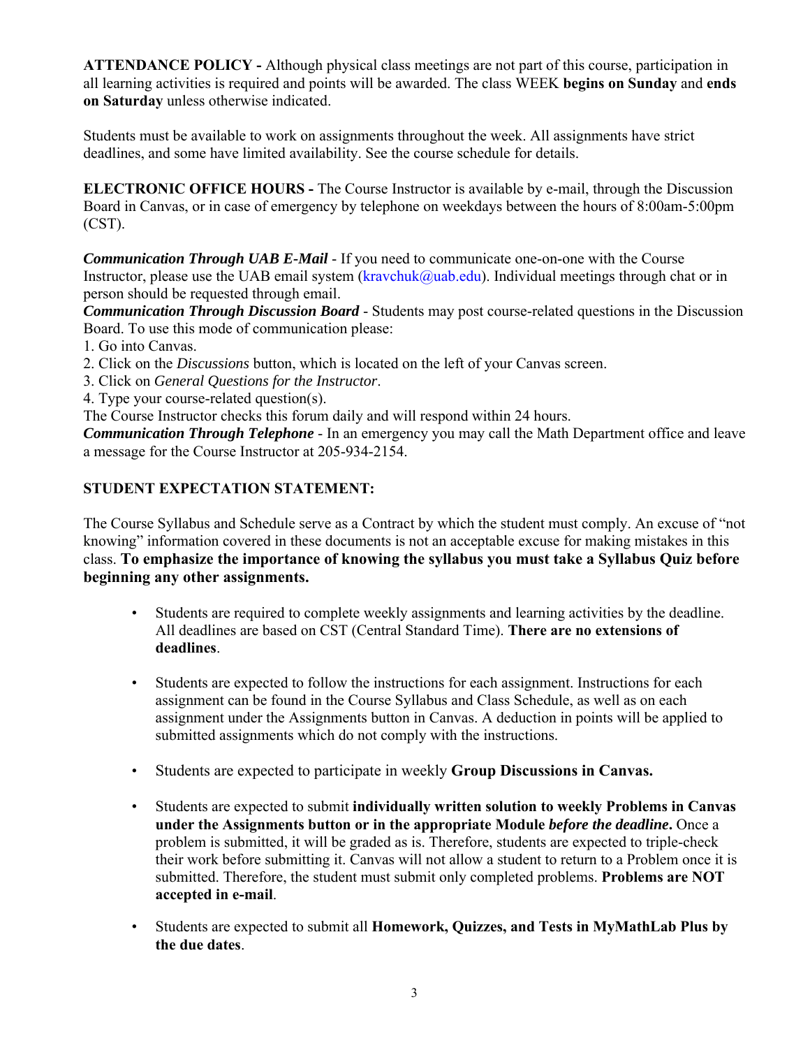**ATTENDANCE POLICY -** Although physical class meetings are not part of this course, participation in all learning activities is required and points will be awarded. The class WEEK **begins on Sunday** and **ends on Saturday** unless otherwise indicated.

Students must be available to work on assignments throughout the week. All assignments have strict deadlines, and some have limited availability. See the course schedule for details.

**ELECTRONIC OFFICE HOURS -** The Course Instructor is available by e-mail, through the Discussion Board in Canvas, or in case of emergency by telephone on weekdays between the hours of 8:00am-5:00pm (CST).

***Communication Through UAB E-Mail*** - If you need to communicate one-on-one with the Course Instructor, please use the UAB email system (kravchuk@uab.edu). Individual meetings through chat or in person should be requested through email.

***Communication Through Discussion Board*** - Students may post course-related questions in the Discussion Board. To use this mode of communication please:

1. Go into Canvas.
2. Click on the *Discussions* button, which is located on the left of your Canvas screen.
3. Click on *General Questions for the Instructor*.
4. Type your course-related question(s).

The Course Instructor checks this forum daily and will respond within 24 hours.

***Communication Through Telephone*** - In an emergency you may call the Math Department office and leave a message for the Course Instructor at 205-934-2154.

**STUDENT EXPECTATION STATEMENT:**

The Course Syllabus and Schedule serve as a Contract by which the student must comply. An excuse of "not knowing" information covered in these documents is not an acceptable excuse for making mistakes in this class. **To emphasize the importance of knowing the syllabus you must take a Syllabus Quiz before beginning any other assignments.**

- Students are required to complete weekly assignments and learning activities by the deadline. All deadlines are based on CST (Central Standard Time). **There are no extensions of deadlines**.

- Students are expected to follow the instructions for each assignment. Instructions for each assignment can be found in the Course Syllabus and Class Schedule, as well as on each assignment under the Assignments button in Canvas. A deduction in points will be applied to submitted assignments which do not comply with the instructions.

- Students are expected to participate in weekly **Group Discussions in Canvas.**

- Students are expected to submit **individually written solution to weekly Problems in Canvas under the Assignments button or in the appropriate Module *before the deadline*.** Once a problem is submitted, it will be graded as is. Therefore, students are expected to triple-check their work before submitting it. Canvas will not allow a student to return to a Problem once it is submitted. Therefore, the student must submit only completed problems. **Problems are NOT accepted in e-mail**.

- Students are expected to submit all **Homework, Quizzes, and Tests in MyMathLab Plus by the due dates**.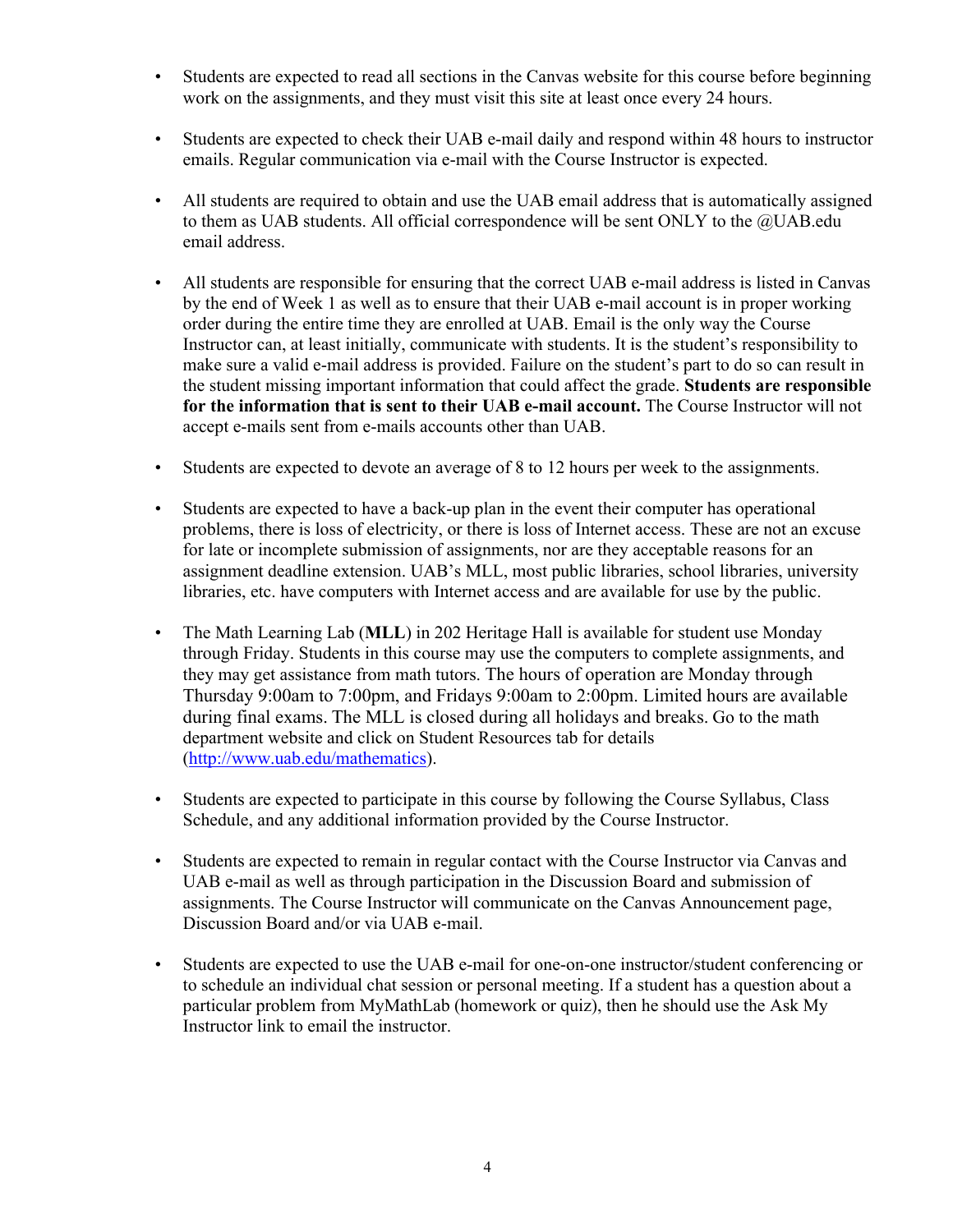- Students are expected to read all sections in the Canvas website for this course before beginning work on the assignments, and they must visit this site at least once every 24 hours.

- Students are expected to check their UAB e-mail daily and respond within 48 hours to instructor emails. Regular communication via e-mail with the Course Instructor is expected.

- All students are required to obtain and use the UAB email address that is automatically assigned to them as UAB students. All official correspondence will be sent ONLY to the @UAB.edu email address.

- All students are responsible for ensuring that the correct UAB e-mail address is listed in Canvas by the end of Week 1 as well as to ensure that their UAB e-mail account is in proper working order during the entire time they are enrolled at UAB. Email is the only way the Course Instructor can, at least initially, communicate with students. It is the student's responsibility to make sure a valid e-mail address is provided. Failure on the student's part to do so can result in the student missing important information that could affect the grade. **Students are responsible for the information that is sent to their UAB e-mail account.** The Course Instructor will not accept e-mails sent from e-mails accounts other than UAB.

- Students are expected to devote an average of 8 to 12 hours per week to the assignments.

- Students are expected to have a back-up plan in the event their computer has operational problems, there is loss of electricity, or there is loss of Internet access. These are not an excuse for late or incomplete submission of assignments, nor are they acceptable reasons for an assignment deadline extension. UAB's MLL, most public libraries, school libraries, university libraries, etc. have computers with Internet access and are available for use by the public.

- The Math Learning Lab (**MLL**) in 202 Heritage Hall is available for student use Monday through Friday. Students in this course may use the computers to complete assignments, and they may get assistance from math tutors. The hours of operation are Monday through Thursday 9:00am to 7:00pm, and Fridays 9:00am to 2:00pm. Limited hours are available during final exams. The MLL is closed during all holidays and breaks. Go to the math department website and click on Student Resources tab for details (http://www.uab.edu/mathematics).

- Students are expected to participate in this course by following the Course Syllabus, Class Schedule, and any additional information provided by the Course Instructor.

- Students are expected to remain in regular contact with the Course Instructor via Canvas and UAB e-mail as well as through participation in the Discussion Board and submission of assignments. The Course Instructor will communicate on the Canvas Announcement page, Discussion Board and/or via UAB e-mail.

- Students are expected to use the UAB e-mail for one-on-one instructor/student conferencing or to schedule an individual chat session or personal meeting. If a student has a question about a particular problem from MyMathLab (homework or quiz), then he should use the Ask My Instructor link to email the instructor.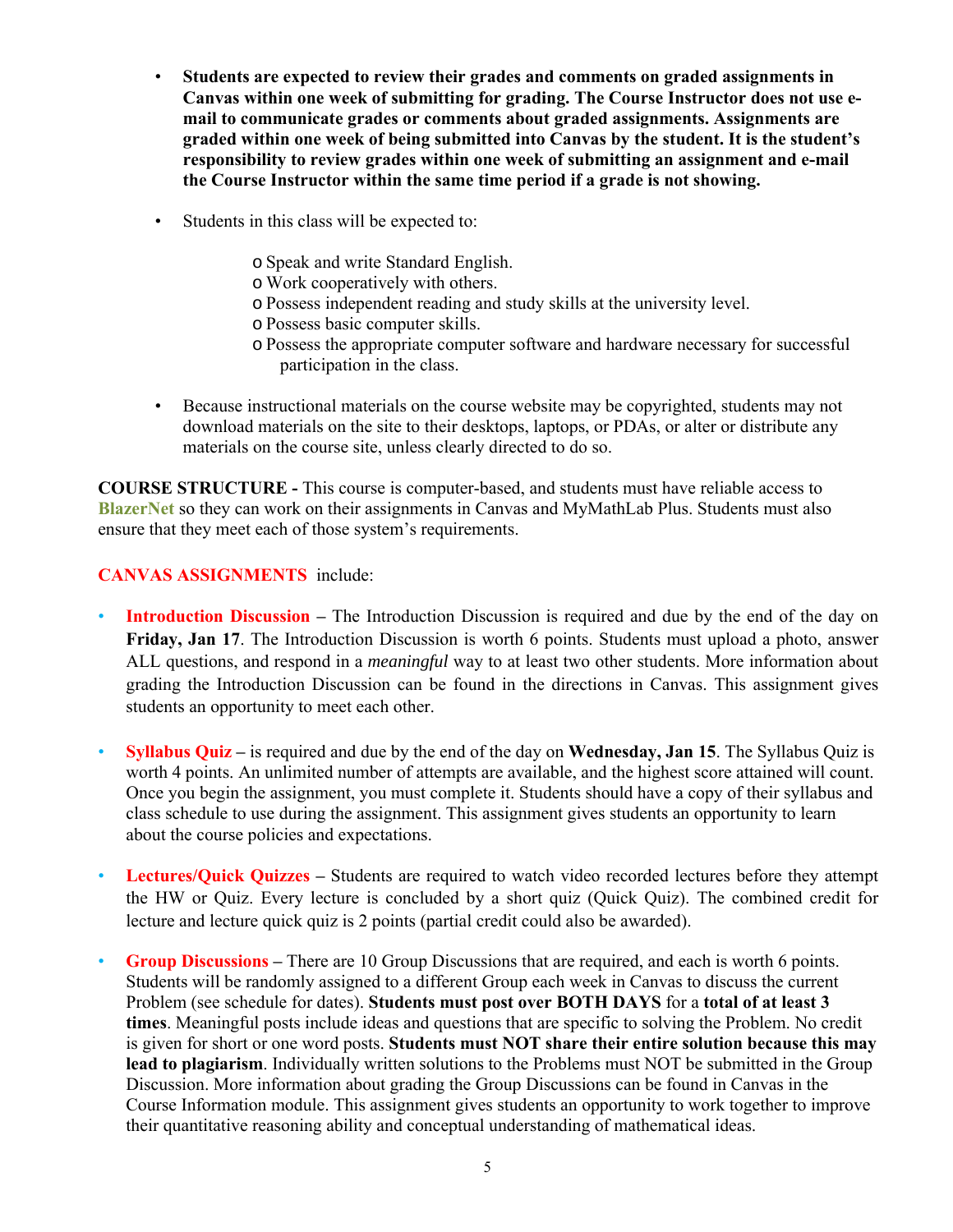- **Students are expected to review their grades and comments on graded assignments in Canvas within one week of submitting for grading. The Course Instructor does not use e-mail to communicate grades or comments about graded assignments. Assignments are graded within one week of being submitted into Canvas by the student. It is the student's responsibility to review grades within one week of submitting an assignment and e-mail the Course Instructor within the same time period if a grade is not showing.**

- Students in this class will be expected to:

  - Speak and write Standard English.
  - Work cooperatively with others.
  - Possess independent reading and study skills at the university level.
  - Possess basic computer skills.
  - Possess the appropriate computer software and hardware necessary for successful participation in the class.

- Because instructional materials on the course website may be copyrighted, students may not download materials on the site to their desktops, laptops, or PDAs, or alter or distribute any materials on the course site, unless clearly directed to do so.

**COURSE STRUCTURE -** This course is computer-based, and students must have reliable access to **BlazerNet** so they can work on their assignments in Canvas and MyMathLab Plus. Students must also ensure that they meet each of those system's requirements.

**CANVAS ASSIGNMENTS** include:

- **Introduction Discussion** – The Introduction Discussion is required and due by the end of the day on **Friday, Jan 17**. The Introduction Discussion is worth 6 points. Students must upload a photo, answer ALL questions, and respond in a *meaningful* way to at least two other students. More information about grading the Introduction Discussion can be found in the directions in Canvas. This assignment gives students an opportunity to meet each other.

- **Syllabus Quiz** – is required and due by the end of the day on **Wednesday, Jan 15**. The Syllabus Quiz is worth 4 points. An unlimited number of attempts are available, and the highest score attained will count. Once you begin the assignment, you must complete it. Students should have a copy of their syllabus and class schedule to use during the assignment. This assignment gives students an opportunity to learn about the course policies and expectations.

- **Lectures/Quick Quizzes** – Students are required to watch video recorded lectures before they attempt the HW or Quiz. Every lecture is concluded by a short quiz (Quick Quiz). The combined credit for lecture and lecture quick quiz is 2 points (partial credit could also be awarded).

- **Group Discussions** – There are 10 Group Discussions that are required, and each is worth 6 points. Students will be randomly assigned to a different Group each week in Canvas to discuss the current Problem (see schedule for dates). **Students must post over BOTH DAYS** for a **total of at least 3 times**. Meaningful posts include ideas and questions that are specific to solving the Problem. No credit is given for short or one word posts. **Students must NOT share their entire solution because this may lead to plagiarism**. Individually written solutions to the Problems must NOT be submitted in the Group Discussion. More information about grading the Group Discussions can be found in Canvas in the Course Information module. This assignment gives students an opportunity to work together to improve their quantitative reasoning ability and conceptual understanding of mathematical ideas.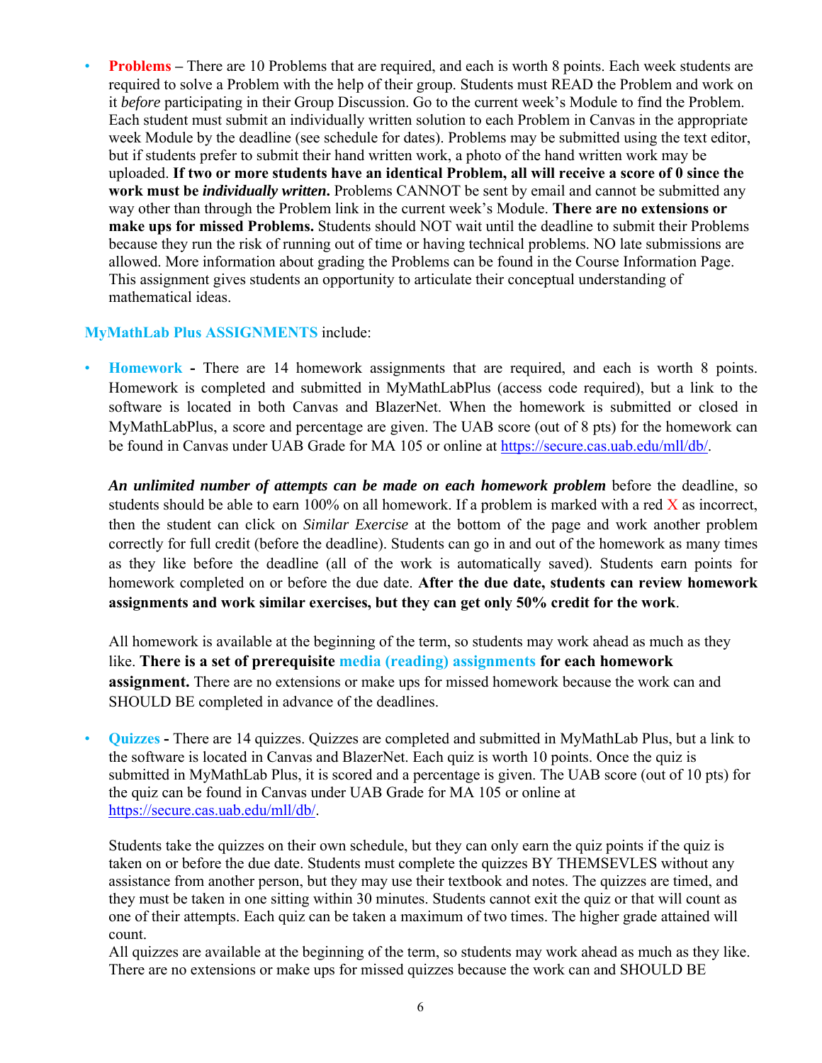- **Problems –** There are 10 Problems that are required, and each is worth 8 points. Each week students are required to solve a Problem with the help of their group. Students must READ the Problem and work on it *before* participating in their Group Discussion. Go to the current week's Module to find the Problem. Each student must submit an individually written solution to each Problem in Canvas in the appropriate week Module by the deadline (see schedule for dates). Problems may be submitted using the text editor, but if students prefer to submit their hand written work, a photo of the hand written work may be uploaded. **If two or more students have an identical Problem, all will receive a score of 0 since the work must be *individually written*.** Problems CANNOT be sent by email and cannot be submitted any way other than through the Problem link in the current week's Module. **There are no extensions or make ups for missed Problems.** Students should NOT wait until the deadline to submit their Problems because they run the risk of running out of time or having technical problems. NO late submissions are allowed. More information about grading the Problems can be found in the Course Information Page. This assignment gives students an opportunity to articulate their conceptual understanding of mathematical ideas.

**MyMathLab Plus ASSIGNMENTS** include:

- **Homework -** There are 14 homework assignments that are required, and each is worth 8 points. Homework is completed and submitted in MyMathLabPlus (access code required), but a link to the software is located in both Canvas and BlazerNet. When the homework is submitted or closed in MyMathLabPlus, a score and percentage are given. The UAB score (out of 8 pts) for the homework can be found in Canvas under UAB Grade for MA 105 or online at https://secure.cas.uab.edu/mll/db/.

  ***An unlimited number of attempts can be made on each homework problem*** before the deadline, so students should be able to earn 100% on all homework. If a problem is marked with a red X as incorrect, then the student can click on *Similar Exercise* at the bottom of the page and work another problem correctly for full credit (before the deadline). Students can go in and out of the homework as many times as they like before the deadline (all of the work is automatically saved). Students earn points for homework completed on or before the due date. **After the due date, students can review homework assignments and work similar exercises, but they can get only 50% credit for the work**.

  All homework is available at the beginning of the term, so students may work ahead as much as they like. **There is a set of prerequisite media (reading) assignments for each homework assignment.** There are no extensions or make ups for missed homework because the work can and SHOULD BE completed in advance of the deadlines.

- **Quizzes -** There are 14 quizzes. Quizzes are completed and submitted in MyMathLab Plus, but a link to the software is located in Canvas and BlazerNet. Each quiz is worth 10 points. Once the quiz is submitted in MyMathLab Plus, it is scored and a percentage is given. The UAB score (out of 10 pts) for the quiz can be found in Canvas under UAB Grade for MA 105 or online at https://secure.cas.uab.edu/mll/db/.

  Students take the quizzes on their own schedule, but they can only earn the quiz points if the quiz is taken on or before the due date. Students must complete the quizzes BY THEMSEVLES without any assistance from another person, but they may use their textbook and notes. The quizzes are timed, and they must be taken in one sitting within 30 minutes. Students cannot exit the quiz or that will count as one of their attempts. Each quiz can be taken a maximum of two times. The higher grade attained will count.
  All quizzes are available at the beginning of the term, so students may work ahead as much as they like. There are no extensions or make ups for missed quizzes because the work can and SHOULD BE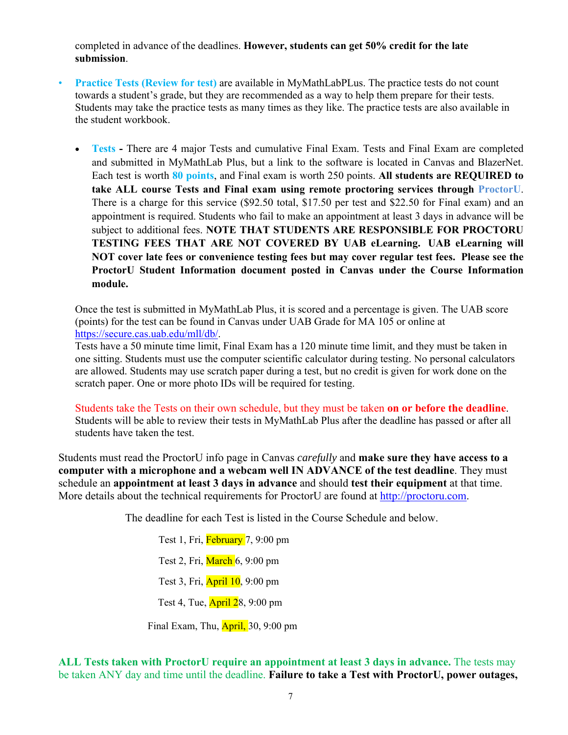completed in advance of the deadlines. **However, students can get 50% credit for the late submission**.

- **Practice Tests (Review for test)** are available in MyMathLabPLus. The practice tests do not count towards a student's grade, but they are recommended as a way to help them prepare for their tests. Students may take the practice tests as many times as they like. The practice tests are also available in the student workbook.

  - **Tests** **-** There are 4 major Tests and cumulative Final Exam. Tests and Final Exam are completed and submitted in MyMathLab Plus, but a link to the software is located in Canvas and BlazerNet. Each test is worth **80 points**, and Final exam is worth 250 points. **All students are REQUIRED to take ALL course Tests and Final exam using remote proctoring services through ProctorU**. There is a charge for this service ($92.50 total, $17.50 per test and $22.50 for Final exam) and an appointment is required. Students who fail to make an appointment at least 3 days in advance will be subject to additional fees. **NOTE THAT STUDENTS ARE RESPONSIBLE FOR PROCTORU TESTING FEES THAT ARE NOT COVERED BY UAB eLearning. UAB eLearning will NOT cover late fees or convenience testing fees but may cover regular test fees. Please see the ProctorU Student Information document posted in Canvas under the Course Information module.**

Once the test is submitted in MyMathLab Plus, it is scored and a percentage is given. The UAB score (points) for the test can be found in Canvas under UAB Grade for MA 105 or online at https://secure.cas.uab.edu/mll/db/.
Tests have a 50 minute time limit, Final Exam has a 120 minute time limit, and they must be taken in one sitting. Students must use the computer scientific calculator during testing. No personal calculators are allowed. Students may use scratch paper during a test, but no credit is given for work done on the scratch paper. One or more photo IDs will be required for testing.

Students take the Tests on their own schedule, but they must be taken **on or before the deadline**. Students will be able to review their tests in MyMathLab Plus after the deadline has passed or after all students have taken the test.

Students must read the ProctorU info page in Canvas *carefully* and **make sure they have access to a computer with a microphone and a webcam well IN ADVANCE of the test deadline**. They must schedule an **appointment at least 3 days in advance** and should **test their equipment** at that time. More details about the technical requirements for ProctorU are found at http://proctoru.com.

The deadline for each Test is listed in the Course Schedule and below.

Test 1, Fri, February 7, 9:00 pm

Test 2, Fri, March 6, 9:00 pm

Test 3, Fri, April 10, 9:00 pm

Test 4, Tue, April 28, 9:00 pm

Final Exam, Thu, April, 30, 9:00 pm

**ALL Tests taken with ProctorU require an appointment at least 3 days in advance.** The tests may be taken ANY day and time until the deadline. **Failure to take a Test with ProctorU, power outages,**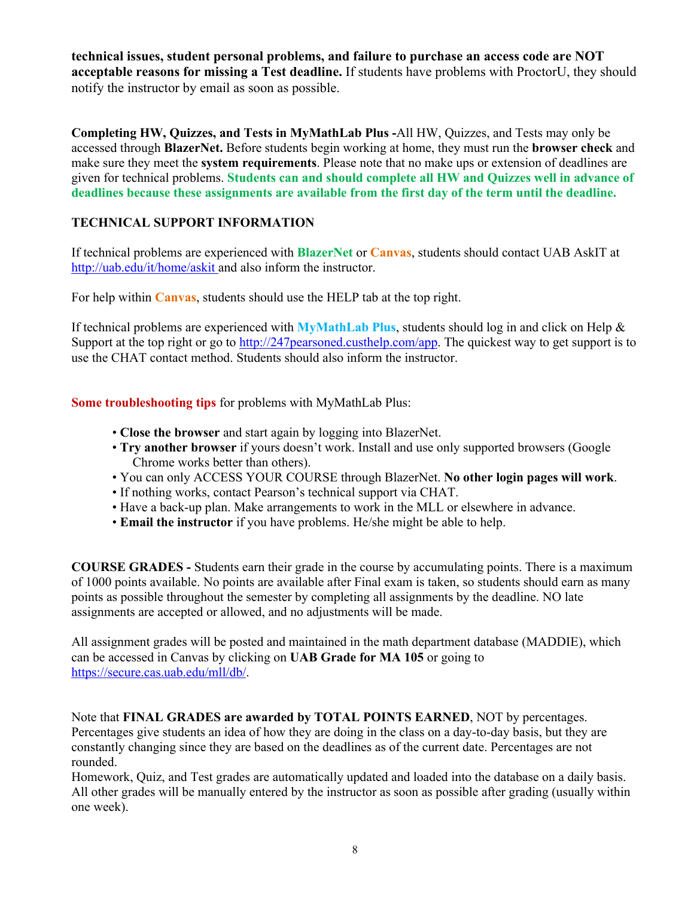**technical issues, student personal problems, and failure to purchase an access code are NOT acceptable reasons for missing a Test deadline.** If students have problems with ProctorU, they should notify the instructor by email as soon as possible.

**Completing HW, Quizzes, and Tests in MyMathLab Plus -**All HW, Quizzes, and Tests may only be accessed through **BlazerNet.** Before students begin working at home, they must run the **browser check** and make sure they meet the **system requirements**. Please note that no make ups or extension of deadlines are given for technical problems. **Students can and should complete all HW and Quizzes well in advance of deadlines because these assignments are available from the first day of the term until the deadline.**

**TECHNICAL SUPPORT INFORMATION**

If technical problems are experienced with **BlazerNet** or **Canvas**, students should contact UAB AskIT at http://uab.edu/it/home/askit and also inform the instructor.

For help within **Canvas**, students should use the HELP tab at the top right.

If technical problems are experienced with **MyMathLab Plus**, students should log in and click on Help & Support at the top right or go to http://247pearsoned.custhelp.com/app. The quickest way to get support is to use the CHAT contact method. Students should also inform the instructor.

**Some troubleshooting tips** for problems with MyMathLab Plus:

- **Close the browser** and start again by logging into BlazerNet.
- **Try another browser** if yours doesn't work. Install and use only supported browsers (Google Chrome works better than others).
- You can only ACCESS YOUR COURSE through BlazerNet. **No other login pages will work**.
- If nothing works, contact Pearson's technical support via CHAT.
- Have a back-up plan. Make arrangements to work in the MLL or elsewhere in advance.
- **Email the instructor** if you have problems. He/she might be able to help.

**COURSE GRADES -** Students earn their grade in the course by accumulating points. There is a maximum of 1000 points available. No points are available after Final exam is taken, so students should earn as many points as possible throughout the semester by completing all assignments by the deadline. NO late assignments are accepted or allowed, and no adjustments will be made.

All assignment grades will be posted and maintained in the math department database (MADDIE), which can be accessed in Canvas by clicking on **UAB Grade for MA 105** or going to https://secure.cas.uab.edu/mll/db/.

Note that **FINAL GRADES are awarded by TOTAL POINTS EARNED**, NOT by percentages. Percentages give students an idea of how they are doing in the class on a day-to-day basis, but they are constantly changing since they are based on the deadlines as of the current date. Percentages are not rounded.
Homework, Quiz, and Test grades are automatically updated and loaded into the database on a daily basis. All other grades will be manually entered by the instructor as soon as possible after grading (usually within one week).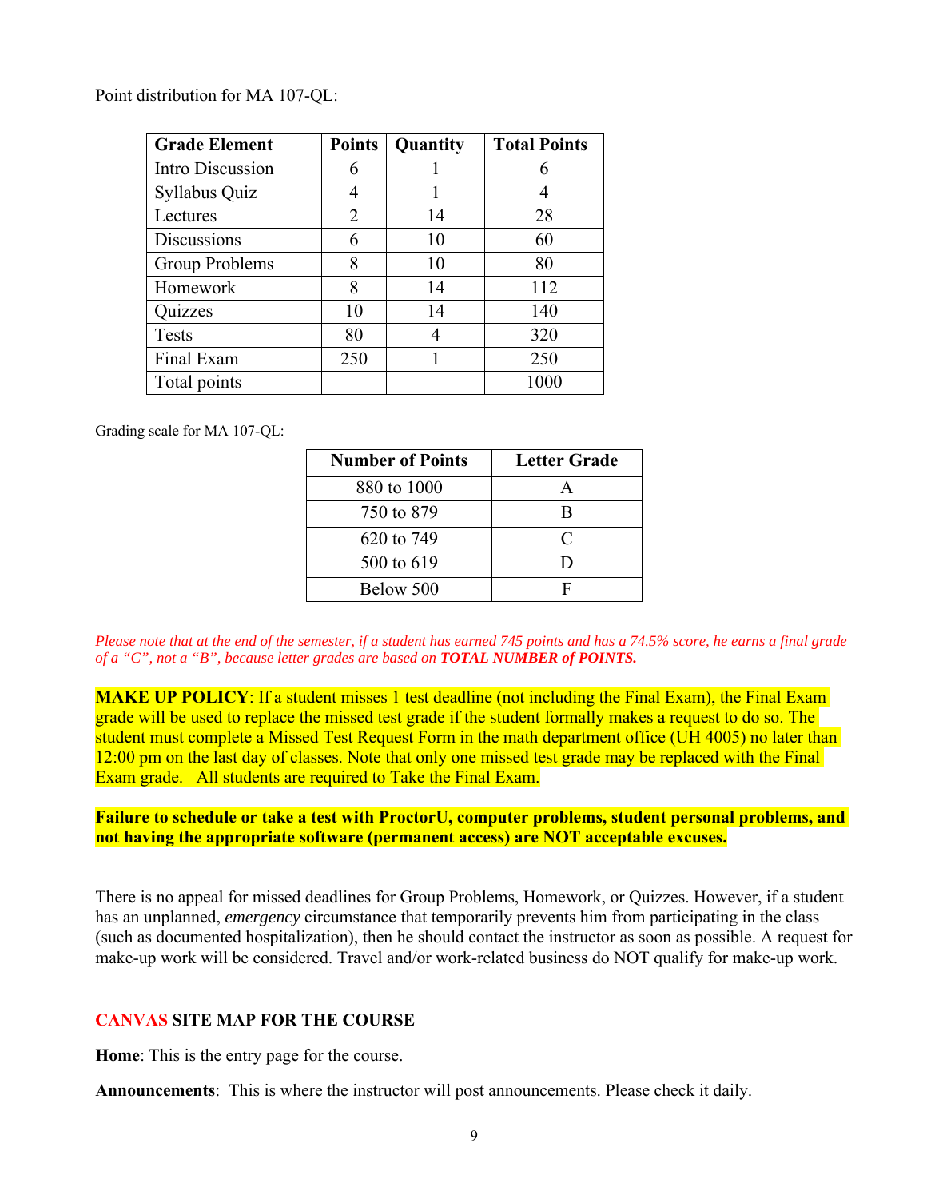Point distribution for MA 107-QL:

| Grade Element | Points | Quantity | Total Points |
|---|---|---|---|
| Intro Discussion | 6 | 1 | 6 |
| Syllabus Quiz | 4 | 1 | 4 |
| Lectures | 2 | 14 | 28 |
| Discussions | 6 | 10 | 60 |
| Group Problems | 8 | 10 | 80 |
| Homework | 8 | 14 | 112 |
| Quizzes | 10 | 14 | 140 |
| Tests | 80 | 4 | 320 |
| Final Exam | 250 | 1 | 250 |
| Total points | | | 1000 |

Grading scale for MA 107-QL:

| Number of Points | Letter Grade |
|---|---|
| 880 to 1000 | A |
| 750 to 879 | B |
| 620 to 749 | C |
| 500 to 619 | D |
| Below 500 | F |

*Please note that at the end of the semester, if a student has earned 745 points and has a 74.5% score, he earns a final grade of a "C", not a "B", because letter grades are based on* ***TOTAL NUMBER of POINTS.***

**MAKE UP POLICY**: If a student misses 1 test deadline (not including the Final Exam), the Final Exam grade will be used to replace the missed test grade if the student formally makes a request to do so. The student must complete a Missed Test Request Form in the math department office (UH 4005) no later than 12:00 pm on the last day of classes. Note that only one missed test grade may be replaced with the Final Exam grade. All students are required to Take the Final Exam.

**Failure to schedule or take a test with ProctorU, computer problems, student personal problems, and not having the appropriate software (permanent access) are NOT acceptable excuses.**

There is no appeal for missed deadlines for Group Problems, Homework, or Quizzes. However, if a student has an unplanned, *emergency* circumstance that temporarily prevents him from participating in the class (such as documented hospitalization), then he should contact the instructor as soon as possible. A request for make-up work will be considered. Travel and/or work-related business do NOT qualify for make-up work.

**CANVAS SITE MAP FOR THE COURSE**

**Home**: This is the entry page for the course.

**Announcements**: This is where the instructor will post announcements. Please check it daily.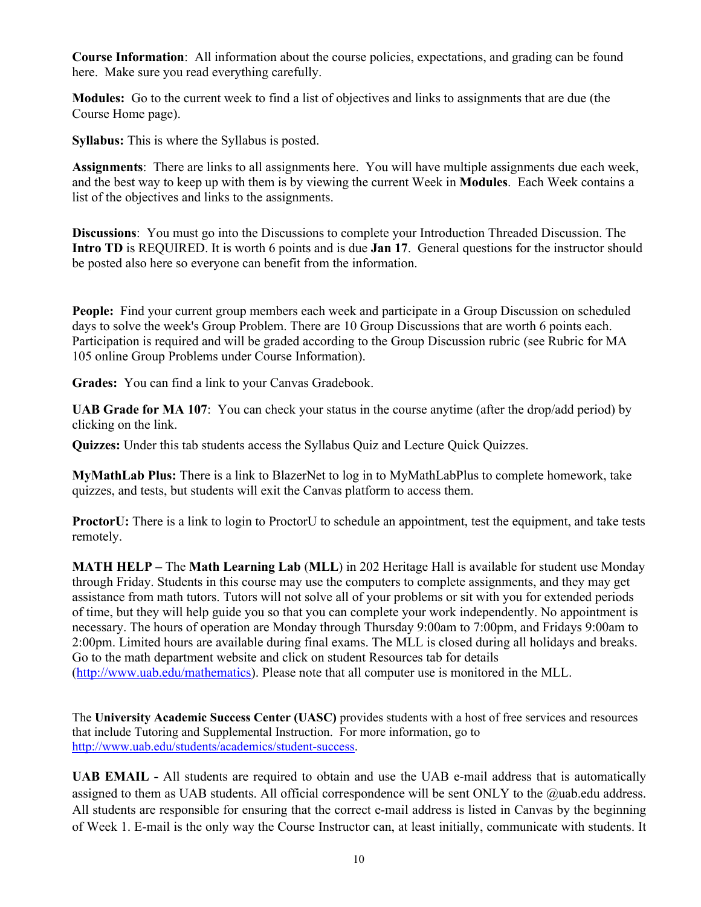**Course Information**: All information about the course policies, expectations, and grading can be found here. Make sure you read everything carefully.

**Modules:** Go to the current week to find a list of objectives and links to assignments that are due (the Course Home page).

**Syllabus:** This is where the Syllabus is posted.

**Assignments**: There are links to all assignments here. You will have multiple assignments due each week, and the best way to keep up with them is by viewing the current Week in **Modules**. Each Week contains a list of the objectives and links to the assignments.

**Discussions**: You must go into the Discussions to complete your Introduction Threaded Discussion. The **Intro TD** is REQUIRED. It is worth 6 points and is due **Jan 17**. General questions for the instructor should be posted also here so everyone can benefit from the information.

**People:** Find your current group members each week and participate in a Group Discussion on scheduled days to solve the week's Group Problem. There are 10 Group Discussions that are worth 6 points each. Participation is required and will be graded according to the Group Discussion rubric (see Rubric for MA 105 online Group Problems under Course Information).

**Grades:** You can find a link to your Canvas Gradebook.

**UAB Grade for MA 107**: You can check your status in the course anytime (after the drop/add period) by clicking on the link.

**Quizzes:** Under this tab students access the Syllabus Quiz and Lecture Quick Quizzes.

**MyMathLab Plus:** There is a link to BlazerNet to log in to MyMathLabPlus to complete homework, take quizzes, and tests, but students will exit the Canvas platform to access them.

**ProctorU:** There is a link to login to ProctorU to schedule an appointment, test the equipment, and take tests remotely.

**MATH HELP –** The **Math Learning Lab** (**MLL**) in 202 Heritage Hall is available for student use Monday through Friday. Students in this course may use the computers to complete assignments, and they may get assistance from math tutors. Tutors will not solve all of your problems or sit with you for extended periods of time, but they will help guide you so that you can complete your work independently. No appointment is necessary. The hours of operation are Monday through Thursday 9:00am to 7:00pm, and Fridays 9:00am to 2:00pm. Limited hours are available during final exams. The MLL is closed during all holidays and breaks. Go to the math department website and click on student Resources tab for details (http://www.uab.edu/mathematics). Please note that all computer use is monitored in the MLL.

The **University Academic Success Center (UASC)** provides students with a host of free services and resources that include Tutoring and Supplemental Instruction. For more information, go to http://www.uab.edu/students/academics/student-success.

**UAB EMAIL -** All students are required to obtain and use the UAB e-mail address that is automatically assigned to them as UAB students. All official correspondence will be sent ONLY to the @uab.edu address. All students are responsible for ensuring that the correct e-mail address is listed in Canvas by the beginning of Week 1. E-mail is the only way the Course Instructor can, at least initially, communicate with students. It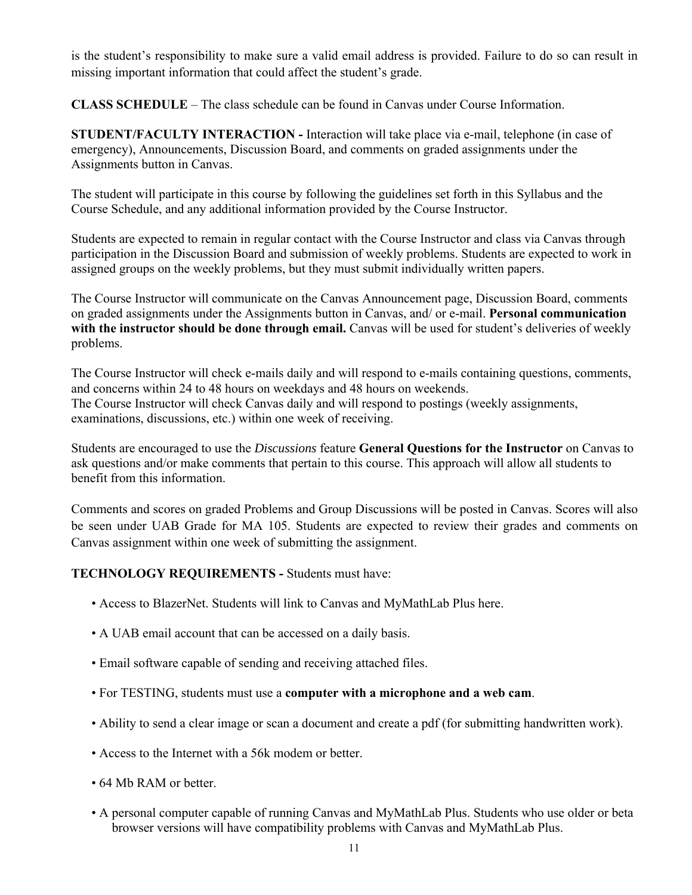is the student's responsibility to make sure a valid email address is provided. Failure to do so can result in missing important information that could affect the student's grade.

**CLASS SCHEDULE** – The class schedule can be found in Canvas under Course Information.

**STUDENT/FACULTY INTERACTION -** Interaction will take place via e-mail, telephone (in case of emergency), Announcements, Discussion Board, and comments on graded assignments under the Assignments button in Canvas.

The student will participate in this course by following the guidelines set forth in this Syllabus and the Course Schedule, and any additional information provided by the Course Instructor.

Students are expected to remain in regular contact with the Course Instructor and class via Canvas through participation in the Discussion Board and submission of weekly problems. Students are expected to work in assigned groups on the weekly problems, but they must submit individually written papers.

The Course Instructor will communicate on the Canvas Announcement page, Discussion Board, comments on graded assignments under the Assignments button in Canvas, and/ or e-mail. **Personal communication with the instructor should be done through email.** Canvas will be used for student's deliveries of weekly problems.

The Course Instructor will check e-mails daily and will respond to e-mails containing questions, comments, and concerns within 24 to 48 hours on weekdays and 48 hours on weekends.
The Course Instructor will check Canvas daily and will respond to postings (weekly assignments, examinations, discussions, etc.) within one week of receiving.

Students are encouraged to use the *Discussions* feature **General Questions for the Instructor** on Canvas to ask questions and/or make comments that pertain to this course. This approach will allow all students to benefit from this information.

Comments and scores on graded Problems and Group Discussions will be posted in Canvas. Scores will also be seen under UAB Grade for MA 105. Students are expected to review their grades and comments on Canvas assignment within one week of submitting the assignment.

**TECHNOLOGY REQUIREMENTS -** Students must have:

- Access to BlazerNet. Students will link to Canvas and MyMathLab Plus here.
- A UAB email account that can be accessed on a daily basis.
- Email software capable of sending and receiving attached files.
- For TESTING, students must use a **computer with a microphone and a web cam**.
- Ability to send a clear image or scan a document and create a pdf (for submitting handwritten work).
- Access to the Internet with a 56k modem or better.
- 64 Mb RAM or better.
- A personal computer capable of running Canvas and MyMathLab Plus. Students who use older or beta browser versions will have compatibility problems with Canvas and MyMathLab Plus.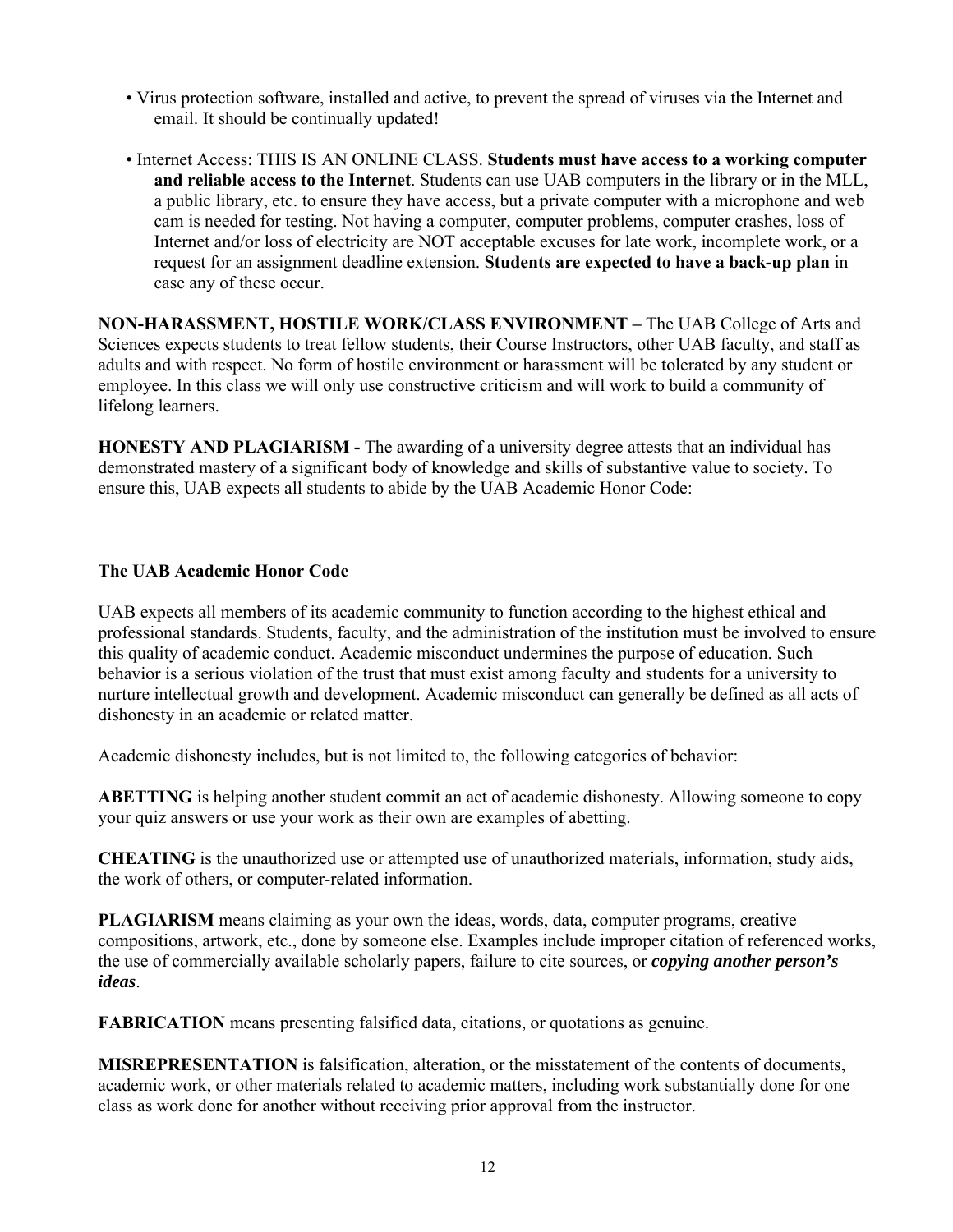- Virus protection software, installed and active, to prevent the spread of viruses via the Internet and email. It should be continually updated!

- Internet Access: THIS IS AN ONLINE CLASS. **Students must have access to a working computer and reliable access to the Internet**. Students can use UAB computers in the library or in the MLL, a public library, etc. to ensure they have access, but a private computer with a microphone and web cam is needed for testing. Not having a computer, computer problems, computer crashes, loss of Internet and/or loss of electricity are NOT acceptable excuses for late work, incomplete work, or a request for an assignment deadline extension. **Students are expected to have a back-up plan** in case any of these occur.

**NON-HARASSMENT, HOSTILE WORK/CLASS ENVIRONMENT –** The UAB College of Arts and Sciences expects students to treat fellow students, their Course Instructors, other UAB faculty, and staff as adults and with respect. No form of hostile environment or harassment will be tolerated by any student or employee. In this class we will only use constructive criticism and will work to build a community of lifelong learners.

**HONESTY AND PLAGIARISM -** The awarding of a university degree attests that an individual has demonstrated mastery of a significant body of knowledge and skills of substantive value to society. To ensure this, UAB expects all students to abide by the UAB Academic Honor Code:

### The UAB Academic Honor Code

UAB expects all members of its academic community to function according to the highest ethical and professional standards. Students, faculty, and the administration of the institution must be involved to ensure this quality of academic conduct. Academic misconduct undermines the purpose of education. Such behavior is a serious violation of the trust that must exist among faculty and students for a university to nurture intellectual growth and development. Academic misconduct can generally be defined as all acts of dishonesty in an academic or related matter.

Academic dishonesty includes, but is not limited to, the following categories of behavior:

**ABETTING** is helping another student commit an act of academic dishonesty. Allowing someone to copy your quiz answers or use your work as their own are examples of abetting.

**CHEATING** is the unauthorized use or attempted use of unauthorized materials, information, study aids, the work of others, or computer-related information.

**PLAGIARISM** means claiming as your own the ideas, words, data, computer programs, creative compositions, artwork, etc., done by someone else. Examples include improper citation of referenced works, the use of commercially available scholarly papers, failure to cite sources, or ***copying another person's ideas***.

**FABRICATION** means presenting falsified data, citations, or quotations as genuine.

**MISREPRESENTATION** is falsification, alteration, or the misstatement of the contents of documents, academic work, or other materials related to academic matters, including work substantially done for one class as work done for another without receiving prior approval from the instructor.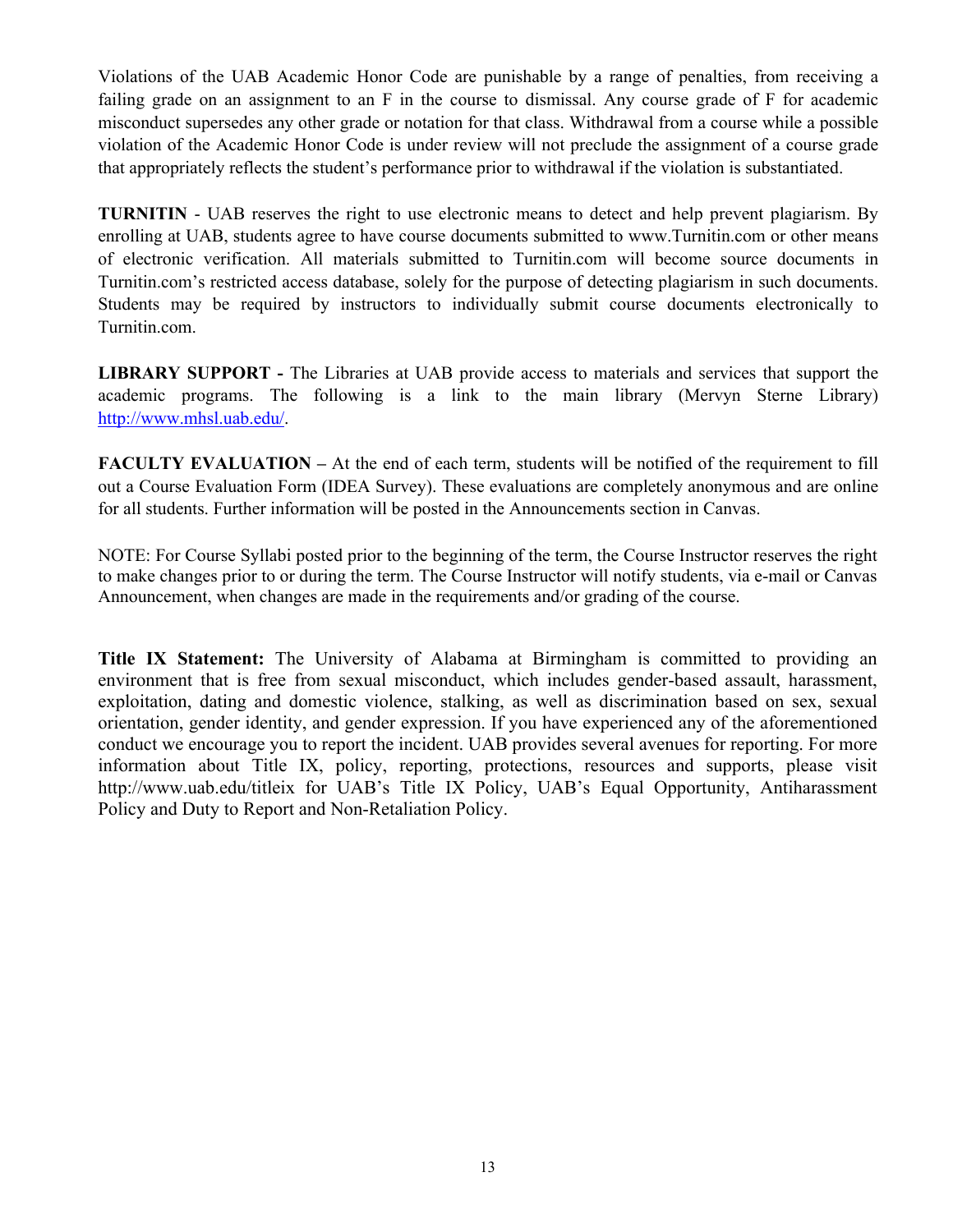Violations of the UAB Academic Honor Code are punishable by a range of penalties, from receiving a failing grade on an assignment to an F in the course to dismissal. Any course grade of F for academic misconduct supersedes any other grade or notation for that class. Withdrawal from a course while a possible violation of the Academic Honor Code is under review will not preclude the assignment of a course grade that appropriately reflects the student's performance prior to withdrawal if the violation is substantiated.

**TURNITIN** - UAB reserves the right to use electronic means to detect and help prevent plagiarism. By enrolling at UAB, students agree to have course documents submitted to www.Turnitin.com or other means of electronic verification. All materials submitted to Turnitin.com will become source documents in Turnitin.com's restricted access database, solely for the purpose of detecting plagiarism in such documents. Students may be required by instructors to individually submit course documents electronically to Turnitin.com.

**LIBRARY SUPPORT -** The Libraries at UAB provide access to materials and services that support the academic programs. The following is a link to the main library (Mervyn Sterne Library) [http://www.mhsl.uab.edu/](http://www.mhsl.uab.edu/).

**FACULTY EVALUATION –** At the end of each term, students will be notified of the requirement to fill out a Course Evaluation Form (IDEA Survey). These evaluations are completely anonymous and are online for all students. Further information will be posted in the Announcements section in Canvas.

NOTE: For Course Syllabi posted prior to the beginning of the term, the Course Instructor reserves the right to make changes prior to or during the term. The Course Instructor will notify students, via e-mail or Canvas Announcement, when changes are made in the requirements and/or grading of the course.

**Title IX Statement:** The University of Alabama at Birmingham is committed to providing an environment that is free from sexual misconduct, which includes gender-based assault, harassment, exploitation, dating and domestic violence, stalking, as well as discrimination based on sex, sexual orientation, gender identity, and gender expression. If you have experienced any of the aforementioned conduct we encourage you to report the incident. UAB provides several avenues for reporting. For more information about Title IX, policy, reporting, protections, resources and supports, please visit http://www.uab.edu/titleix for UAB's Title IX Policy, UAB's Equal Opportunity, Antiharassment Policy and Duty to Report and Non-Retaliation Policy.